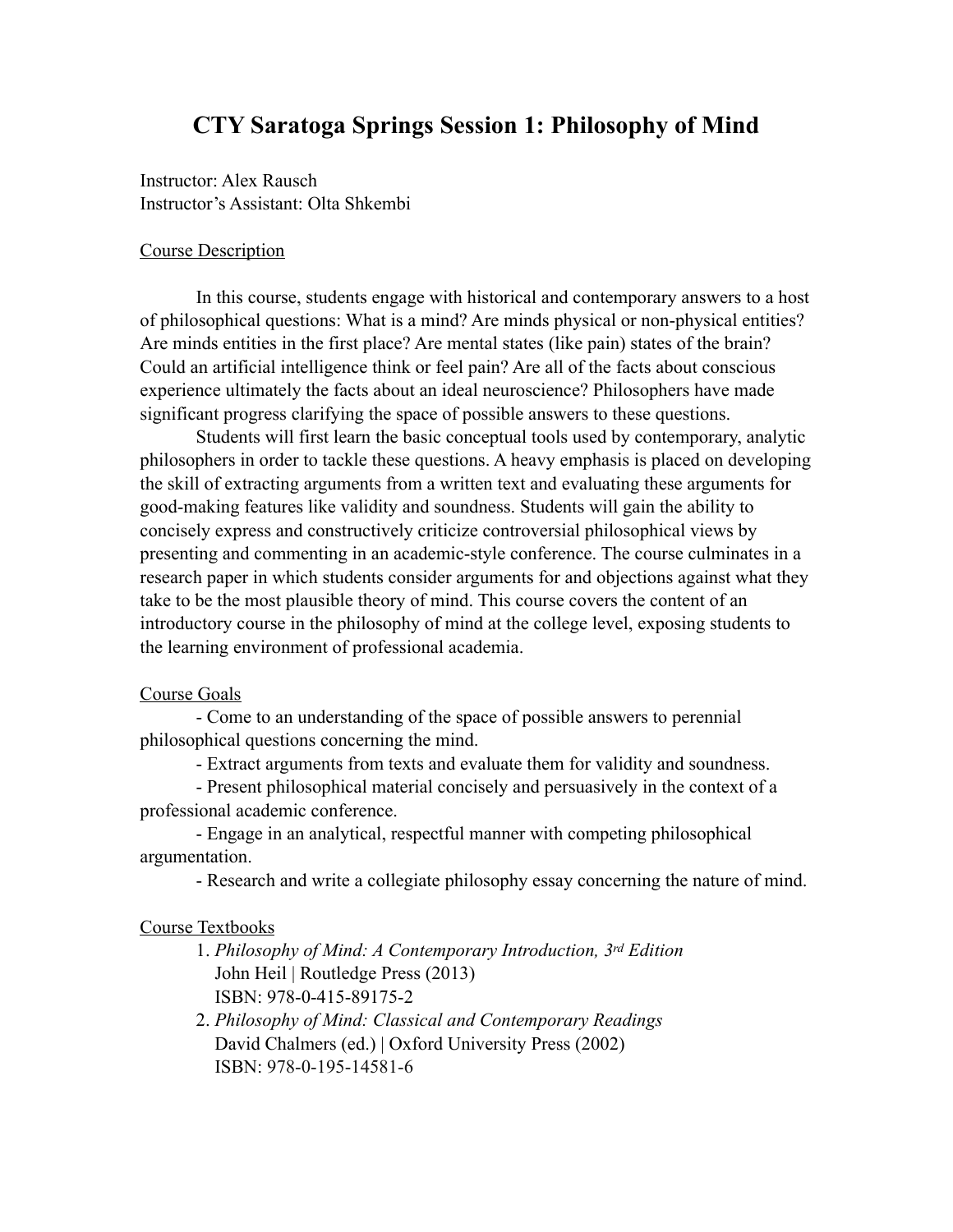# CTY Saratoga Springs Session 1: Philosophy of Mind

Instructor: Alex Rausch
Instructor's Assistant: Olta Shkembi

## Course Description

In this course, students engage with historical and contemporary answers to a host of philosophical questions: What is a mind? Are minds physical or non-physical entities? Are minds entities in the first place? Are mental states (like pain) states of the brain? Could an artificial intelligence think or feel pain? Are all of the facts about conscious experience ultimately the facts about an ideal neuroscience? Philosophers have made significant progress clarifying the space of possible answers to these questions.

Students will first learn the basic conceptual tools used by contemporary, analytic philosophers in order to tackle these questions. A heavy emphasis is placed on developing the skill of extracting arguments from a written text and evaluating these arguments for good-making features like validity and soundness. Students will gain the ability to concisely express and constructively criticize controversial philosophical views by presenting and commenting in an academic-style conference. The course culminates in a research paper in which students consider arguments for and objections against what they take to be the most plausible theory of mind. This course covers the content of an introductory course in the philosophy of mind at the college level, exposing students to the learning environment of professional academia.

## Course Goals

- Come to an understanding of the space of possible answers to perennial philosophical questions concerning the mind.
- Extract arguments from texts and evaluate them for validity and soundness.
- Present philosophical material concisely and persuasively in the context of a professional academic conference.
- Engage in an analytical, respectful manner with competing philosophical argumentation.
- Research and write a collegiate philosophy essay concerning the nature of mind.

## Course Textbooks

1. *Philosophy of Mind: A Contemporary Introduction, 3rd Edition*
   John Heil | Routledge Press (2013)
   ISBN: 978-0-415-89175-2
2. *Philosophy of Mind: Classical and Contemporary Readings*
   David Chalmers (ed.) | Oxford University Press (2002)
   ISBN: 978-0-195-14581-6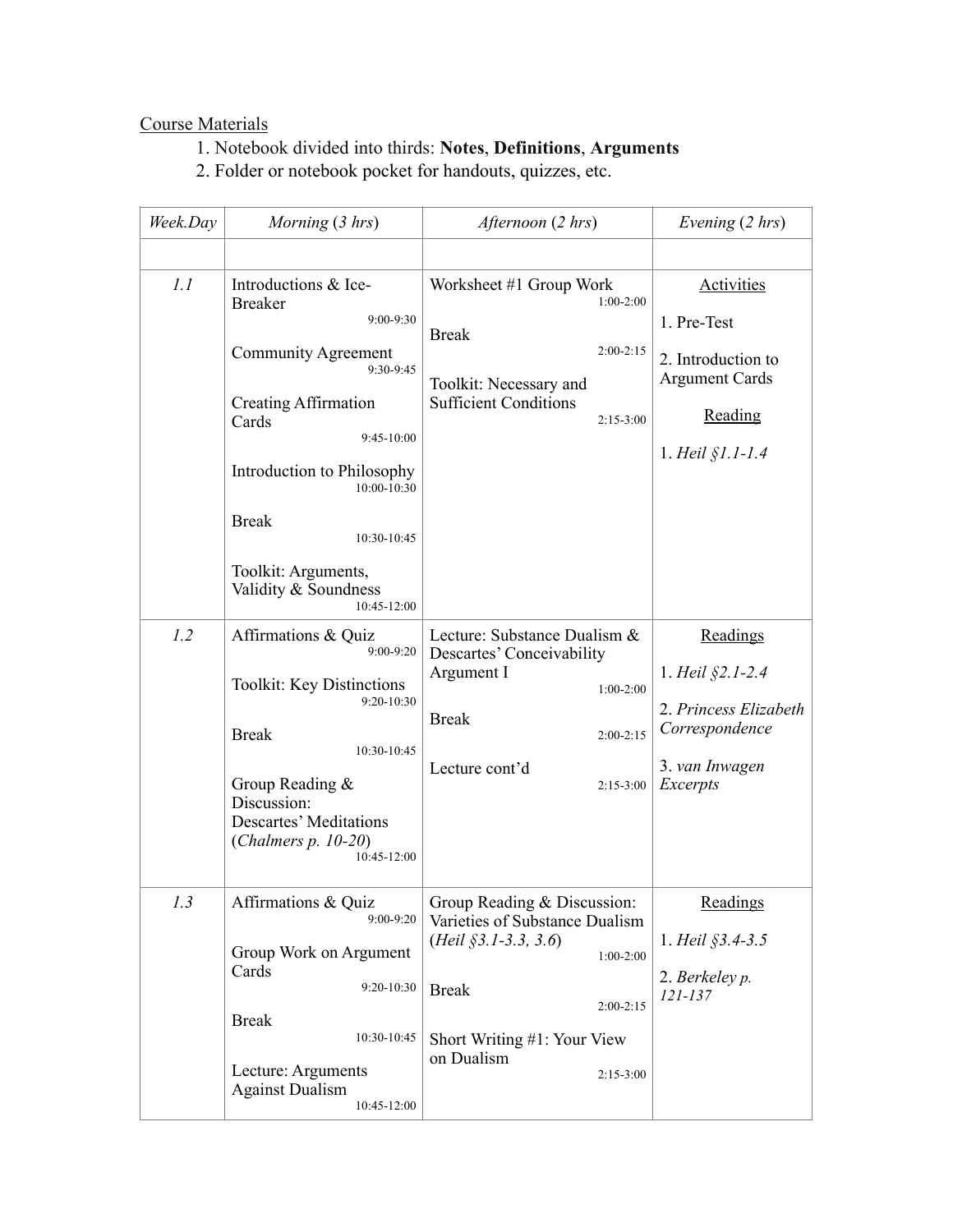<u>Course Materials</u>

1. Notebook divided into thirds: **Notes**, **Definitions**, **Arguments**
2. Folder or notebook pocket for handouts, quizzes, etc.

| *Week.Day* | *Morning* (*3 hrs*) | *Afternoon* (*2 hrs*) | *Evening* (*2 hrs*) |
|---|---|---|---|
| | | | |
| *1.1* | Introductions & Ice-Breaker 9:00-9:30<br><br>Community Agreement 9:30-9:45<br><br>Creating Affirmation Cards 9:45-10:00<br><br>Introduction to Philosophy 10:00-10:30<br><br>Break 10:30-10:45<br><br>Toolkit: Arguments, Validity & Soundness 10:45-12:00 | Worksheet #1 Group Work 1:00-2:00<br><br>Break 2:00-2:15<br><br>Toolkit: Necessary and Sufficient Conditions 2:15-3:00 | <u>Activities</u><br><br>1. Pre-Test<br><br>2. Introduction to Argument Cards<br><br><u>Reading</u><br><br>1. *Heil §1.1-1.4* |
| *1.2* | Affirmations & Quiz 9:00-9:20<br><br>Toolkit: Key Distinctions 9:20-10:30<br><br>Break 10:30-10:45<br><br>Group Reading & Discussion: Descartes' Meditations (*Chalmers p. 10-20*) 10:45-12:00 | Lecture: Substance Dualism & Descartes' Conceivability Argument I 1:00-2:00<br><br>Break 2:00-2:15<br><br>Lecture cont'd 2:15-3:00 | <u>Readings</u><br><br>1. *Heil §2.1-2.4*<br><br>2. *Princess Elizabeth Correspondence*<br><br>3. *van Inwagen Excerpts* |
| *1.3* | Affirmations & Quiz 9:00-9:20<br><br>Group Work on Argument Cards 9:20-10:30<br><br>Break 10:30-10:45<br><br>Lecture: Arguments Against Dualism 10:45-12:00 | Group Reading & Discussion: Varieties of Substance Dualism (*Heil §3.1-3.3, 3.6*) 1:00-2:00<br><br>Break 2:00-2:15<br><br>Short Writing #1: Your View on Dualism 2:15-3:00 | <u>Readings</u><br><br>1. *Heil §3.4-3.5*<br><br>2. *Berkeley p. 121-137* |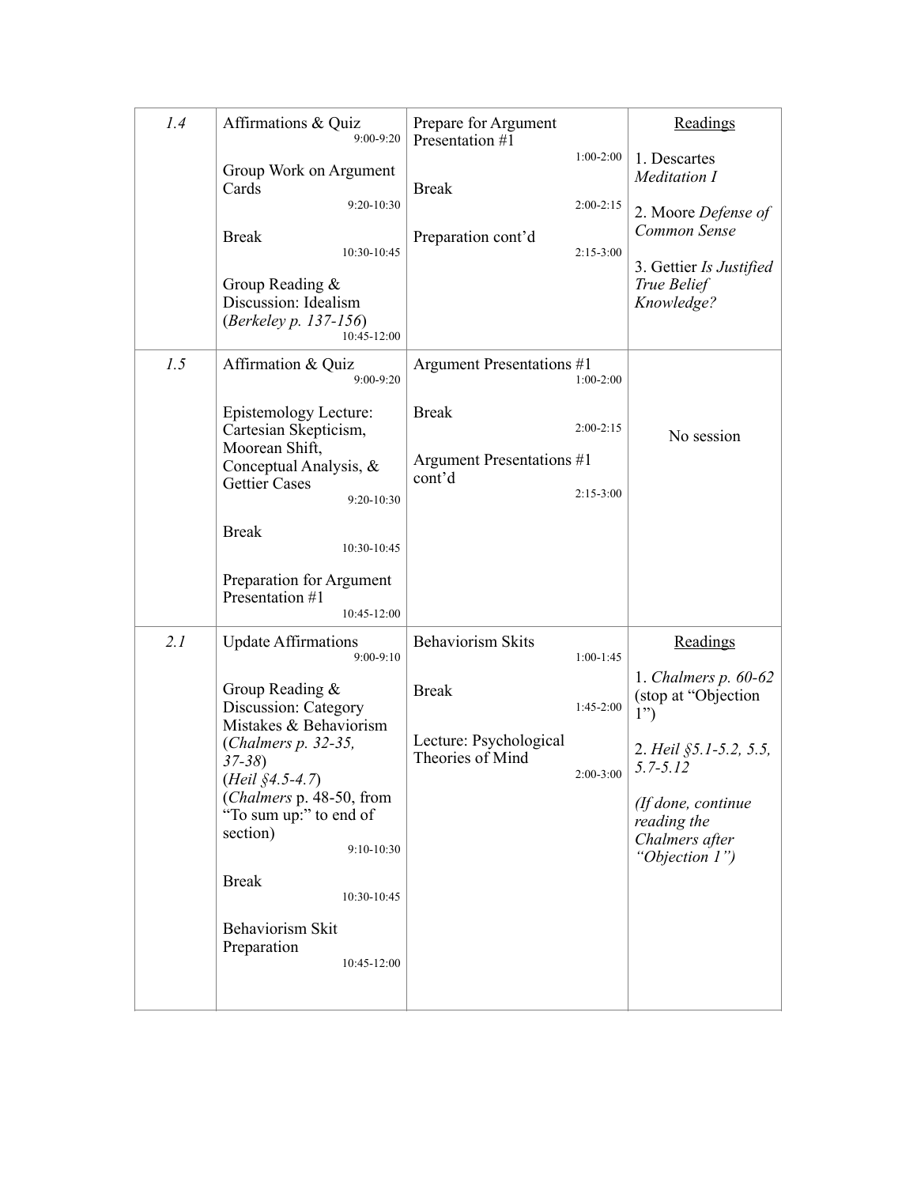| | | | |
|---|---|---|---|
| *1.4* | Affirmations & Quiz 9:00-9:20<br><br>Group Work on Argument Cards 9:20-10:30<br><br>Break 10:30-10:45<br><br>Group Reading & Discussion: Idealism (*Berkeley p. 137-156*) 10:45-12:00 | Prepare for Argument Presentation #1 1:00-2:00<br><br>Break 2:00-2:15<br><br>Preparation cont'd 2:15-3:00 | Readings<br><br>1. Descartes *Meditation I*<br><br>2. Moore *Defense of Common Sense*<br><br>3. Gettier *Is Justified True Belief Knowledge?* |
| *1.5* | Affirmation & Quiz 9:00-9:20<br><br>Epistemology Lecture: Cartesian Skepticism, Moorean Shift, Conceptual Analysis, & Gettier Cases 9:20-10:30<br><br>Break 10:30-10:45<br><br>Preparation for Argument Presentation #1 10:45-12:00 | Argument Presentations #1 1:00-2:00<br><br>Break 2:00-2:15<br><br>Argument Presentations #1 cont'd 2:15-3:00 | No session |
| *2.1* | Update Affirmations 9:00-9:10<br><br>Group Reading & Discussion: Category Mistakes & Behaviorism (*Chalmers p. 32-35, 37-38*) (*Heil §4.5-4.7*) (*Chalmers* p. 48-50, from "To sum up:" to end of section) 9:10-10:30<br><br>Break 10:30-10:45<br><br>Behaviorism Skit Preparation 10:45-12:00 | Behaviorism Skits 1:00-1:45<br><br>Break 1:45-2:00<br><br>Lecture: Psychological Theories of Mind 2:00-3:00 | Readings<br><br>1. *Chalmers p. 60-62* (stop at "Objection 1")<br><br>2. *Heil §5.1-5.2, 5.5, 5.7-5.12*<br><br>*(If done, continue reading the Chalmers after "Objection 1")* |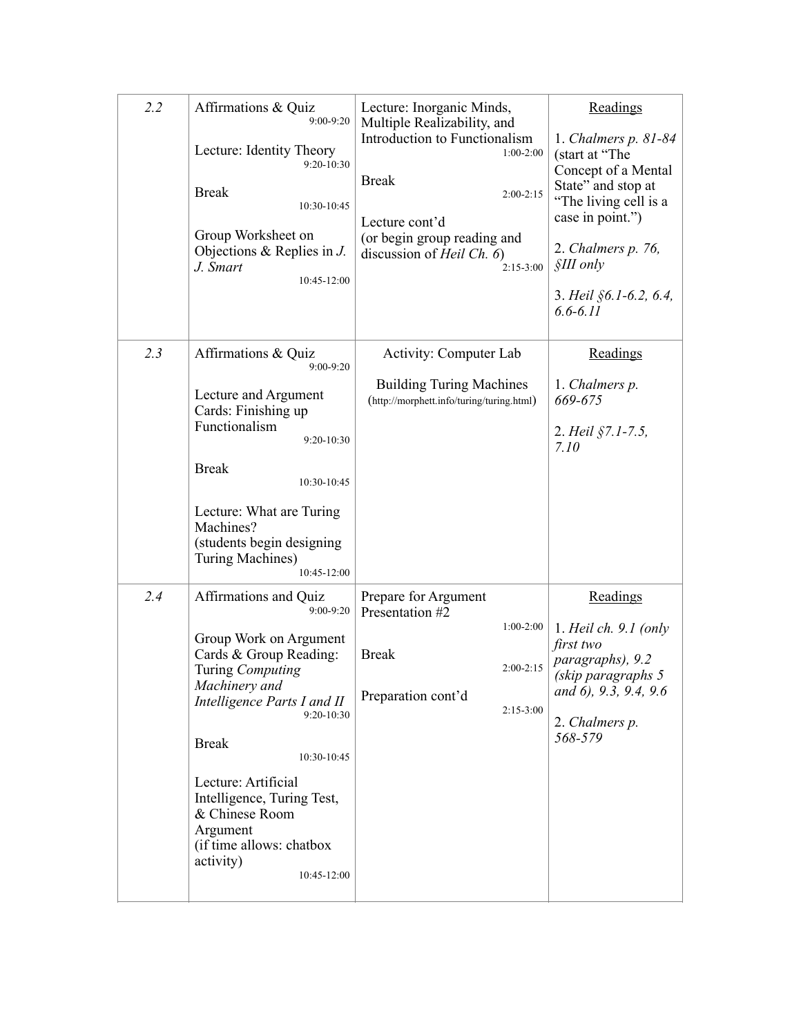| | | | |
|---|---|---|---|
| *2.2* | Affirmations & Quiz 9:00-9:20<br><br>Lecture: Identity Theory 9:20-10:30<br><br>Break 10:30-10:45<br><br>Group Worksheet on Objections & Replies in *J. J. Smart* 10:45-12:00 | Lecture: Inorganic Minds, Multiple Realizability, and Introduction to Functionalism 1:00-2:00<br><br>Break 2:00-2:15<br><br>Lecture cont'd (or begin group reading and discussion of *Heil Ch. 6*) 2:15-3:00 | Readings<br><br>1. *Chalmers p. 81-84* (start at "The Concept of a Mental State" and stop at "The living cell is a case in point.")<br><br>2. *Chalmers p. 76, §III only*<br><br>3. *Heil §6.1-6.2, 6.4, 6.6-6.11* |
| *2.3* | Affirmations & Quiz 9:00-9:20<br><br>Lecture and Argument Cards: Finishing up Functionalism 9:20-10:30<br><br>Break 10:30-10:45<br><br>Lecture: What are Turing Machines? (students begin designing Turing Machines) 10:45-12:00 | Activity: Computer Lab<br><br>Building Turing Machines (http://morphett.info/turing/turing.html) | Readings<br><br>1. *Chalmers p. 669-675*<br><br>2. *Heil §7.1-7.5, 7.10* |
| *2.4* | Affirmations and Quiz 9:00-9:20<br><br>Group Work on Argument Cards & Group Reading: Turing *Computing Machinery and Intelligence Parts I and II* 9:20-10:30<br><br>Break 10:30-10:45<br><br>Lecture: Artificial Intelligence, Turing Test, & Chinese Room Argument (if time allows: chatbox activity) 10:45-12:00 | Prepare for Argument Presentation #2 1:00-2:00<br><br>Break 2:00-2:15<br><br>Preparation cont'd 2:15-3:00 | Readings<br><br>1. *Heil ch. 9.1 (only first two paragraphs), 9.2 (skip paragraphs 5 and 6), 9.3, 9.4, 9.6*<br><br>2. *Chalmers p. 568-579* |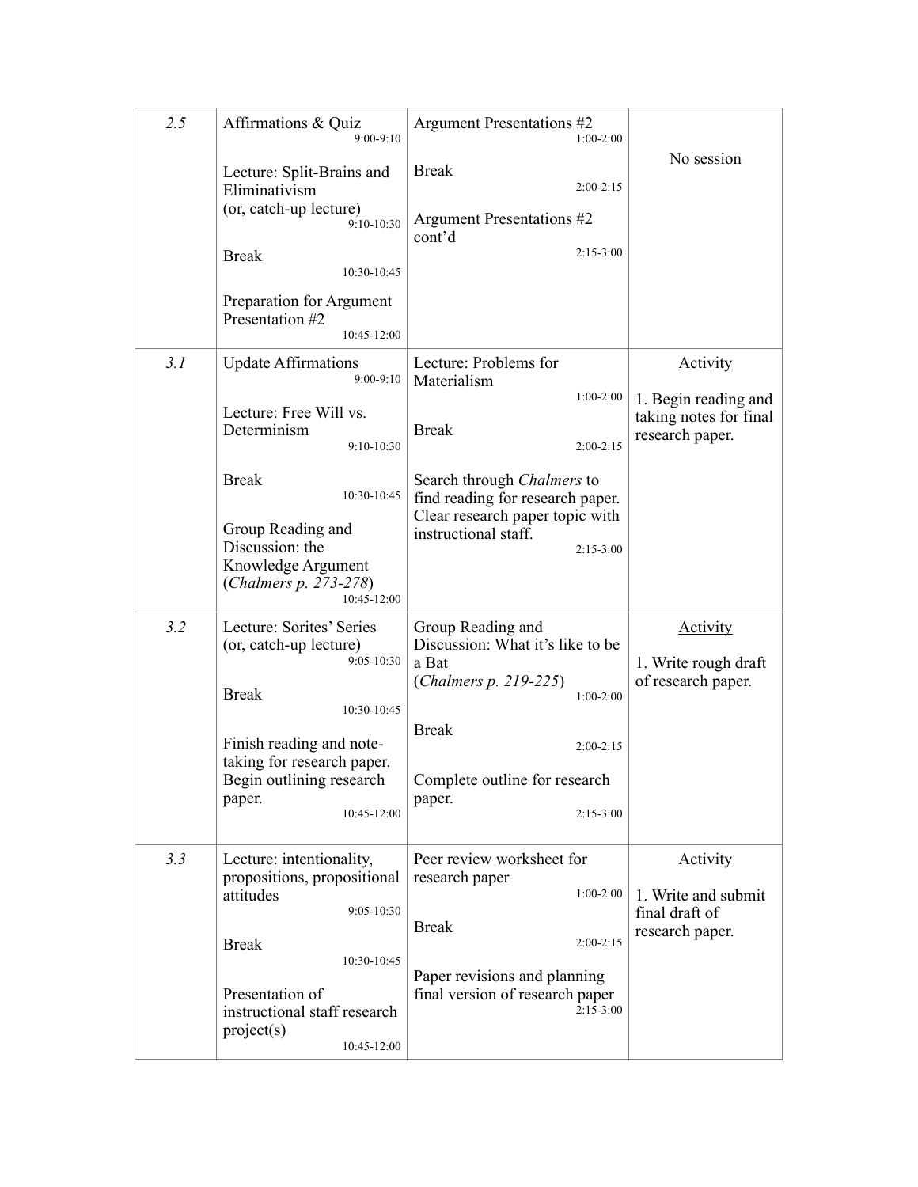| 2.5 | Affirmations & Quiz 9:00-9:10<br><br>Lecture: Split-Brains and Eliminativism (or, catch-up lecture) 9:10-10:30<br><br>Break 10:30-10:45<br><br>Preparation for Argument Presentation #2 10:45-12:00 | Argument Presentations #2 1:00-2:00<br><br>Break 2:00-2:15<br><br>Argument Presentations #2 cont'd 2:15-3:00 | No session |
|---|---|---|---|
| 3.1 | Update Affirmations 9:00-9:10<br><br>Lecture: Free Will vs. Determinism 9:10-10:30<br><br>Break 10:30-10:45<br><br>Group Reading and Discussion: the Knowledge Argument (*Chalmers p. 273-278*) 10:45-12:00 | Lecture: Problems for Materialism 1:00-2:00<br><br>Break 2:00-2:15<br><br>Search through *Chalmers* to find reading for research paper. Clear research paper topic with instructional staff. 2:15-3:00 | Activity<br><br>1. Begin reading and taking notes for final research paper. |
| 3.2 | Lecture: Sorites' Series (or, catch-up lecture) 9:05-10:30<br><br>Break 10:30-10:45<br><br>Finish reading and note-taking for research paper. Begin outlining research paper. 10:45-12:00 | Group Reading and Discussion: What it's like to be a Bat (*Chalmers p. 219-225*) 1:00-2:00<br><br>Break 2:00-2:15<br><br>Complete outline for research paper. 2:15-3:00 | Activity<br><br>1. Write rough draft of research paper. |
| 3.3 | Lecture: intentionality, propositions, propositional attitudes 9:05-10:30<br><br>Break 10:30-10:45<br><br>Presentation of instructional staff research project(s) 10:45-12:00 | Peer review worksheet for research paper 1:00-2:00<br><br>Break 2:00-2:15<br><br>Paper revisions and planning final version of research paper 2:15-3:00 | Activity<br><br>1. Write and submit final draft of research paper. |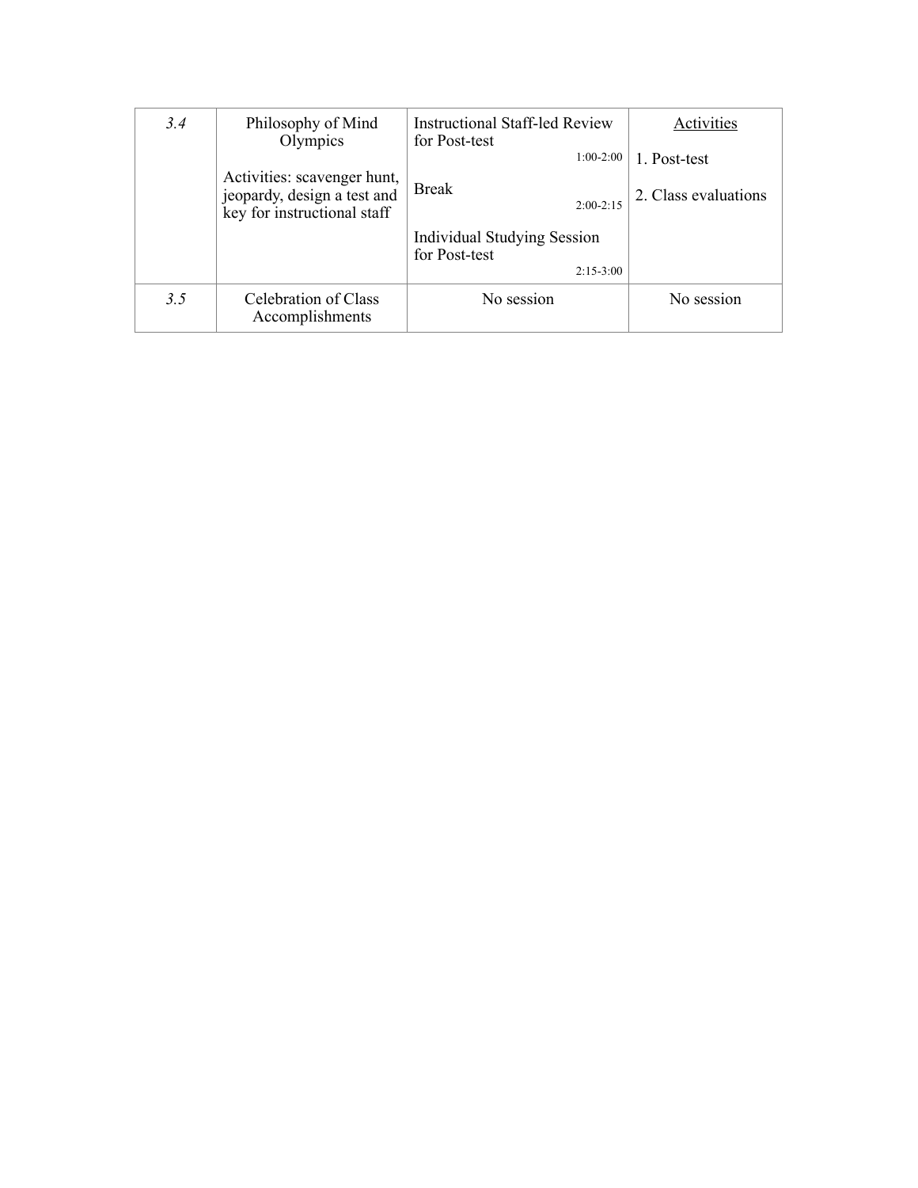| | | | |
|---|---|---|---|
| *3.4* | Philosophy of Mind Olympics<br><br>Activities: scavenger hunt, jeopardy, design a test and key for instructional staff | Instructional Staff-led Review for Post-test 1:00-2:00<br><br>Break 2:00-2:15<br><br>Individual Studying Session for Post-test 2:15-3:00 | Activities<br><br>1. Post-test<br><br>2. Class evaluations |
| *3.5* | Celebration of Class Accomplishments | No session | No session |